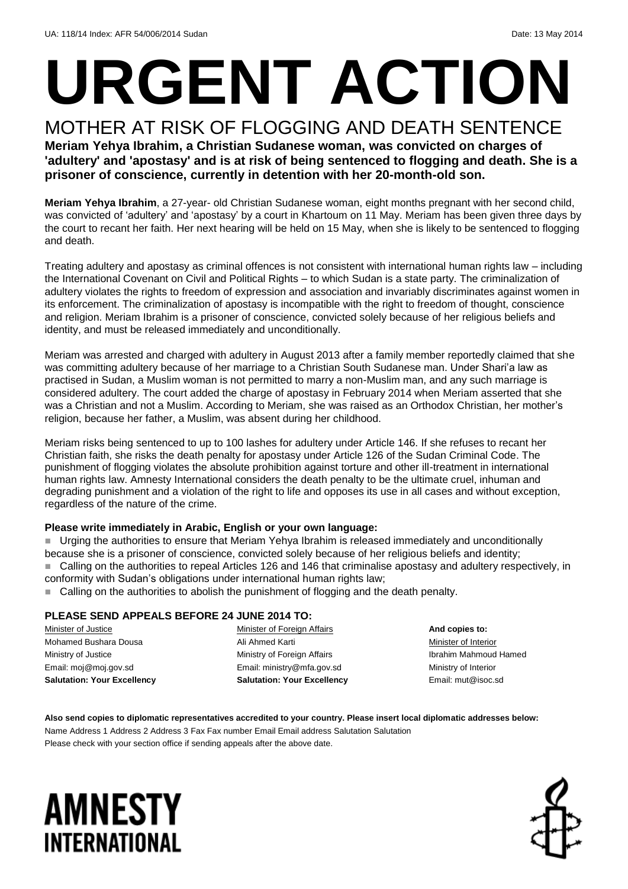UA: 118/14 Index: AFR 54/006/2014 Sudan Date: 13 May 2014

# URGENT ACTION

## MOTHER AT RISK OF FLOGGING AND DEATH SENTENCE

**Meriam Yehya Ibrahim, a Christian Sudanese woman, was convicted on charges of 'adultery' and 'apostasy' and is at risk of being sentenced to flogging and death. She is a prisoner of conscience, currently in detention with her 20-month-old son.**

**Meriam Yehya Ibrahim**, a 27-year- old Christian Sudanese woman, eight months pregnant with her second child, was convicted of 'adultery' and 'apostasy' by a court in Khartoum on 11 May. Meriam has been given three days by the court to recant her faith. Her next hearing will be held on 15 May, when she is likely to be sentenced to flogging and death.

Treating adultery and apostasy as criminal offences is not consistent with international human rights law – including the International Covenant on Civil and Political Rights – to which Sudan is a state party. The criminalization of adultery violates the rights to freedom of expression and association and invariably discriminates against women in its enforcement. The criminalization of apostasy is incompatible with the right to freedom of thought, conscience and religion. Meriam Ibrahim is a prisoner of conscience, convicted solely because of her religious beliefs and identity, and must be released immediately and unconditionally.

Meriam was arrested and charged with adultery in August 2013 after a family member reportedly claimed that she was committing adultery because of her marriage to a Christian South Sudanese man. Under Shari'a law as practised in Sudan, a Muslim woman is not permitted to marry a non-Muslim man, and any such marriage is considered adultery. The court added the charge of apostasy in February 2014 when Meriam asserted that she was a Christian and not a Muslim. According to Meriam, she was raised as an Orthodox Christian, her mother's religion, because her father, a Muslim, was absent during her childhood.

Meriam risks being sentenced to up to 100 lashes for adultery under Article 146. If she refuses to recant her Christian faith, she risks the death penalty for apostasy under Article 126 of the Sudan Criminal Code. The punishment of flogging violates the absolute prohibition against torture and other ill-treatment in international human rights law. Amnesty International considers the death penalty to be the ultimate cruel, inhuman and degrading punishment and a violation of the right to life and opposes its use in all cases and without exception, regardless of the nature of the crime.

**Please write immediately in Arabic, English or your own language:**

- Urging the authorities to ensure that Meriam Yehya Ibrahim is released immediately and unconditionally because she is a prisoner of conscience, convicted solely because of her religious beliefs and identity;
- Calling on the authorities to repeal Articles 126 and 146 that criminalise apostasy and adultery respectively, in conformity with Sudan's obligations under international human rights law;
- Calling on the authorities to abolish the punishment of flogging and the death penalty.

**PLEASE SEND APPEALS BEFORE 24 JUNE 2014 TO:**

Minister of Justice
Mohamed Bushara Dousa
Ministry of Justice
Email: moj@moj.gov.sd
**Salutation: Your Excellency**

Minister of Foreign Affairs
Ali Ahmed Karti
Ministry of Foreign Affairs
Email: ministry@mfa.gov.sd
**Salutation: Your Excellency**

**And copies to:**
Minister of Interior
Ibrahim Mahmoud Hamed
Ministry of Interior
Email: mut@isoc.sd

**Also send copies to diplomatic representatives accredited to your country. Please insert local diplomatic addresses below:**
Name Address 1 Address 2 Address 3 Fax Fax number Email Email address Salutation Salutation
Please check with your section office if sending appeals after the above date.

AMNESTY INTERNATIONAL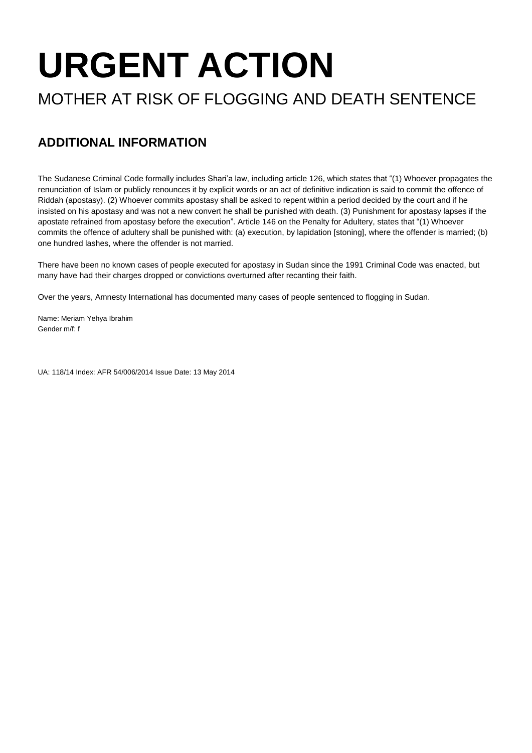# URGENT ACTION

MOTHER AT RISK OF FLOGGING AND DEATH SENTENCE

## ADDITIONAL INFORMATION

The Sudanese Criminal Code formally includes Shari'a law, including article 126, which states that "(1) Whoever propagates the renunciation of Islam or publicly renounces it by explicit words or an act of definitive indication is said to commit the offence of Riddah (apostasy). (2) Whoever commits apostasy shall be asked to repent within a period decided by the court and if he insisted on his apostasy and was not a new convert he shall be punished with death. (3) Punishment for apostasy lapses if the apostate refrained from apostasy before the execution". Article 146 on the Penalty for Adultery, states that "(1) Whoever commits the offence of adultery shall be punished with: (a) execution, by lapidation [stoning], where the offender is married; (b) one hundred lashes, where the offender is not married.

There have been no known cases of people executed for apostasy in Sudan since the 1991 Criminal Code was enacted, but many have had their charges dropped or convictions overturned after recanting their faith.

Over the years, Amnesty International has documented many cases of people sentenced to flogging in Sudan.

Name: Meriam Yehya Ibrahim
Gender m/f: f

UA: 118/14 Index: AFR 54/006/2014 Issue Date: 13 May 2014